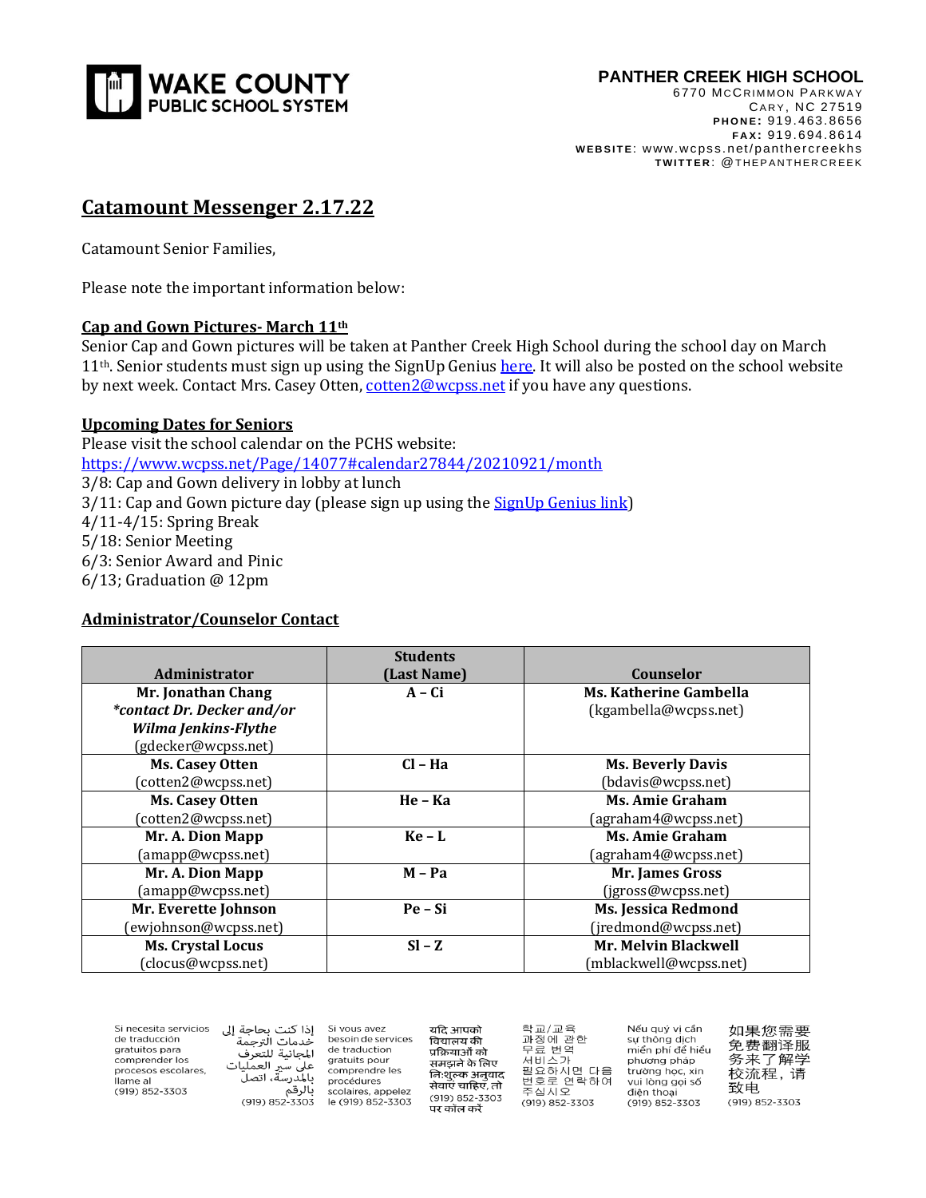WAKE COUNTY PUBLIC SCHOOL SYSTEM

**PANTHER CREEK HIGH SCHOOL**
6770 MCCRIMMON PARKWAY
CARY, NC 27519
**PHONE:** 919.463.8656
**FAX:** 919.694.8614
**WEBSITE:** www.wcpss.net/panthercreekhs
**TWITTER:** @THEPANTHERCREEK

# Catamount Messenger 2.17.22

Catamount Senior Families,

Please note the important information below:

**Cap and Gown Pictures- March 11th**

Senior Cap and Gown pictures will be taken at Panther Creek High School during the school day on March 11th. Senior students must sign up using the SignUp Genius here. It will also be posted on the school website by next week. Contact Mrs. Casey Otten, cotten2@wcpss.net if you have any questions.

**Upcoming Dates for Seniors**

Please visit the school calendar on the PCHS website:
https://www.wcpss.net/Page/14077#calendar27844/20210921/month
3/8: Cap and Gown delivery in lobby at lunch
3/11: Cap and Gown picture day (please sign up using the SignUp Genius link)
4/11-4/15: Spring Break
5/18: Senior Meeting
6/3: Senior Award and Pinic
6/13; Graduation @ 12pm

**Administrator/Counselor Contact**

| Administrator | Students (Last Name) | Counselor |
|---|---|---|
| **Mr. Jonathan Chang** ***contact Dr. Decker and/or Wilma Jenkins-Flythe*** (gdecker@wcpss.net) | **A – Ci** | **Ms. Katherine Gambella** (kgambella@wcpss.net) |
| **Ms. Casey Otten** (cotten2@wcpss.net) | **Cl – Ha** | **Ms. Beverly Davis** (bdavis@wcpss.net) |
| **Ms. Casey Otten** (cotten2@wcpss.net) | **He – Ka** | **Ms. Amie Graham** (agraham4@wcpss.net) |
| **Mr. A. Dion Mapp** (amapp@wcpss.net) | **Ke – L** | **Ms. Amie Graham** (agraham4@wcpss.net) |
| **Mr. A. Dion Mapp** (amapp@wcpss.net) | **M – Pa** | **Mr. James Gross** (jgross@wcpss.net) |
| **Mr. Everette Johnson** (ewjohnson@wcpss.net) | **Pe – Si** | **Ms. Jessica Redmond** (jredmond@wcpss.net) |
| **Ms. Crystal Locus** (clocus@wcpss.net) | **Sl – Z** | **Mr. Melvin Blackwell** (mblackwell@wcpss.net) |

Si necesita servicios de traducción gratuitos para comprender los procesos escolares, llame al (919) 852-3303

إذا كنت بحاجة إلى خدمات الترجمة المجانية للتعرف على سير العمليات بالمدرسة، اتصل بالرقم (919) 852-3303

Si vous avez besoin de services de traduction gratuits pour comprendre les procédures scolaires, appelez le (919) 852-3303

यदि आपको विद्यालय की प्रक्रियाओं को समझने के लिए नि:शुल्क अनुवाद सेवाएं चाहिए, तो (919) 852-3303 पर कॉल करें

학교/교육 과정에 관한 무료 번역 서비스가 필요하시면 다음 번호로 연락하여 주십시오 (919) 852-3303

Nếu quý vị cần sự thông dịch miễn phí để hiểu phương pháp trường học, xin vui lòng gọi số điện thoại (919) 852-3303

如果您需要免费翻译服务来了解学校流程，请致电 (919) 852-3303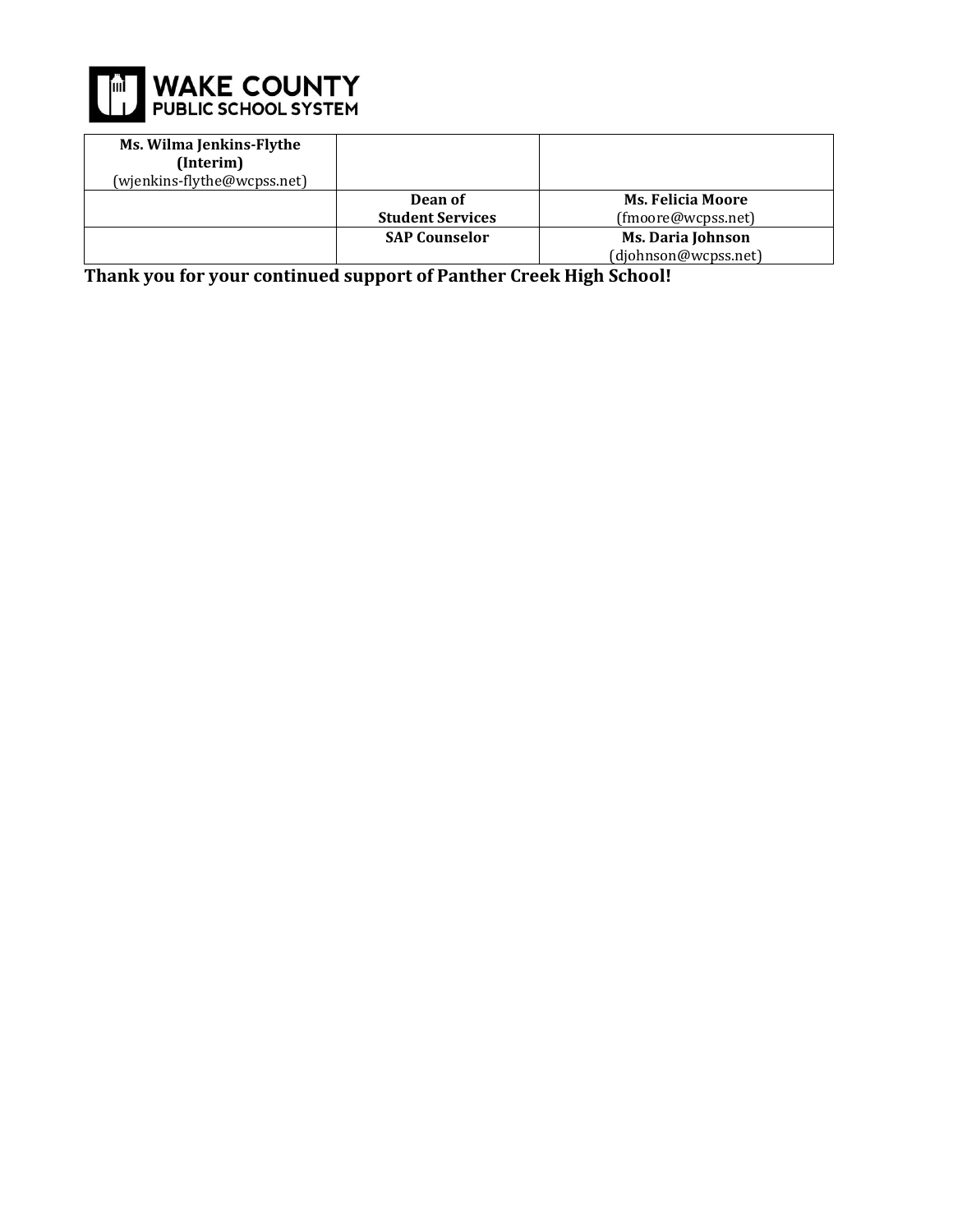| | | |
|---|---|---|
| **Ms. Wilma Jenkins-Flythe (Interim)** (wjenkins-flythe@wcpss.net) | | |
| | **Dean of Student Services** | **Ms. Felicia Moore** (fmoore@wcpss.net) |
| | **SAP Counselor** | **Ms. Daria Johnson** (djohnson@wcpss.net) |

**Thank you for your continued support of Panther Creek High School!**